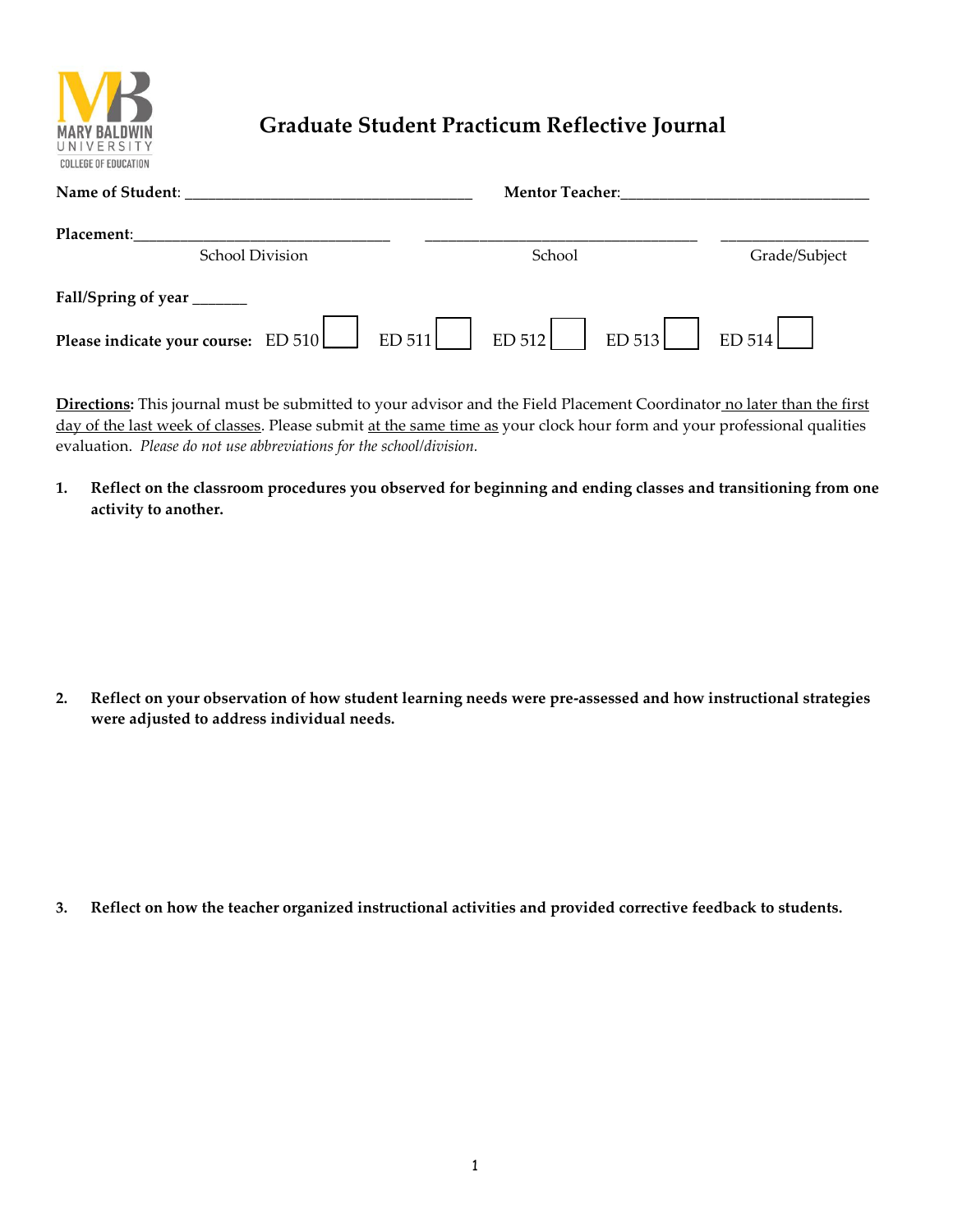MARY BALDWIN UNIVERSITY
COLLEGE OF EDUCATION

# Graduate Student Practicum Reflective Journal

**Name of Student**: ___________________________________ **Mentor Teacher**:_______________________________

**Placement**:________________________________ ___________________________________ ___________________

School Division School Grade/Subject

**Fall/Spring of year** _______

**Please indicate your course:** ED 510 ☐ ED 511 ☐ ED 512 ☐ ED 513 ☐ ED 514 ☐

**Directions:** This journal must be submitted to your advisor and the Field Placement Coordinator no later than the first day of the last week of classes. Please submit at the same time as your clock hour form and your professional qualities evaluation. *Please do not use abbreviations for the school/division.*

1. **Reflect on the classroom procedures you observed for beginning and ending classes and transitioning from one activity to another.**

2. **Reflect on your observation of how student learning needs were pre-assessed and how instructional strategies were adjusted to address individual needs.**

3. **Reflect on how the teacher organized instructional activities and provided corrective feedback to students.**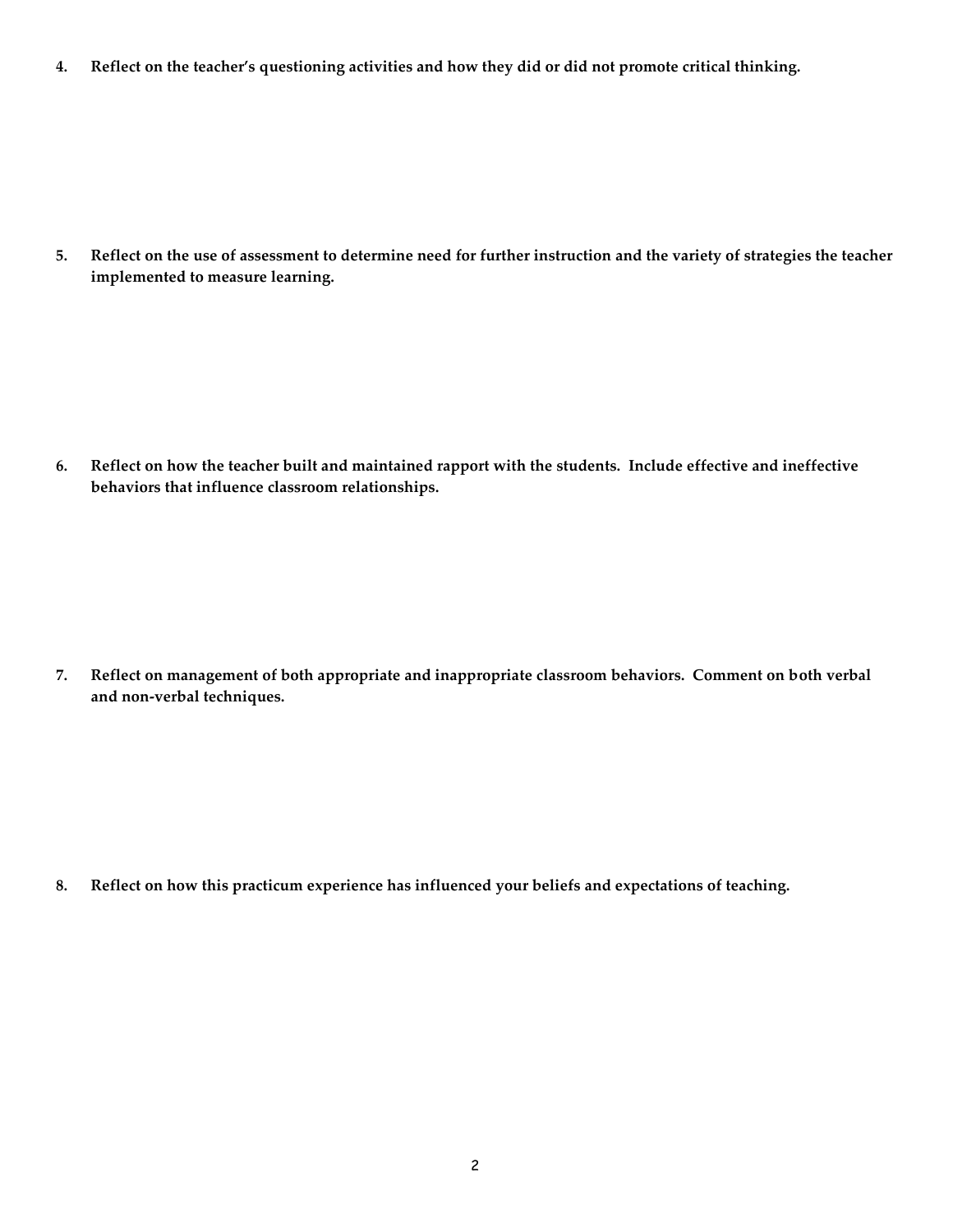**4. Reflect on the teacher's questioning activities and how they did or did not promote critical thinking.**

**5. Reflect on the use of assessment to determine need for further instruction and the variety of strategies the teacher implemented to measure learning.**

**6. Reflect on how the teacher built and maintained rapport with the students. Include effective and ineffective behaviors that influence classroom relationships.**

**7. Reflect on management of both appropriate and inappropriate classroom behaviors. Comment on both verbal and non-verbal techniques.**

**8. Reflect on how this practicum experience has influenced your beliefs and expectations of teaching.**